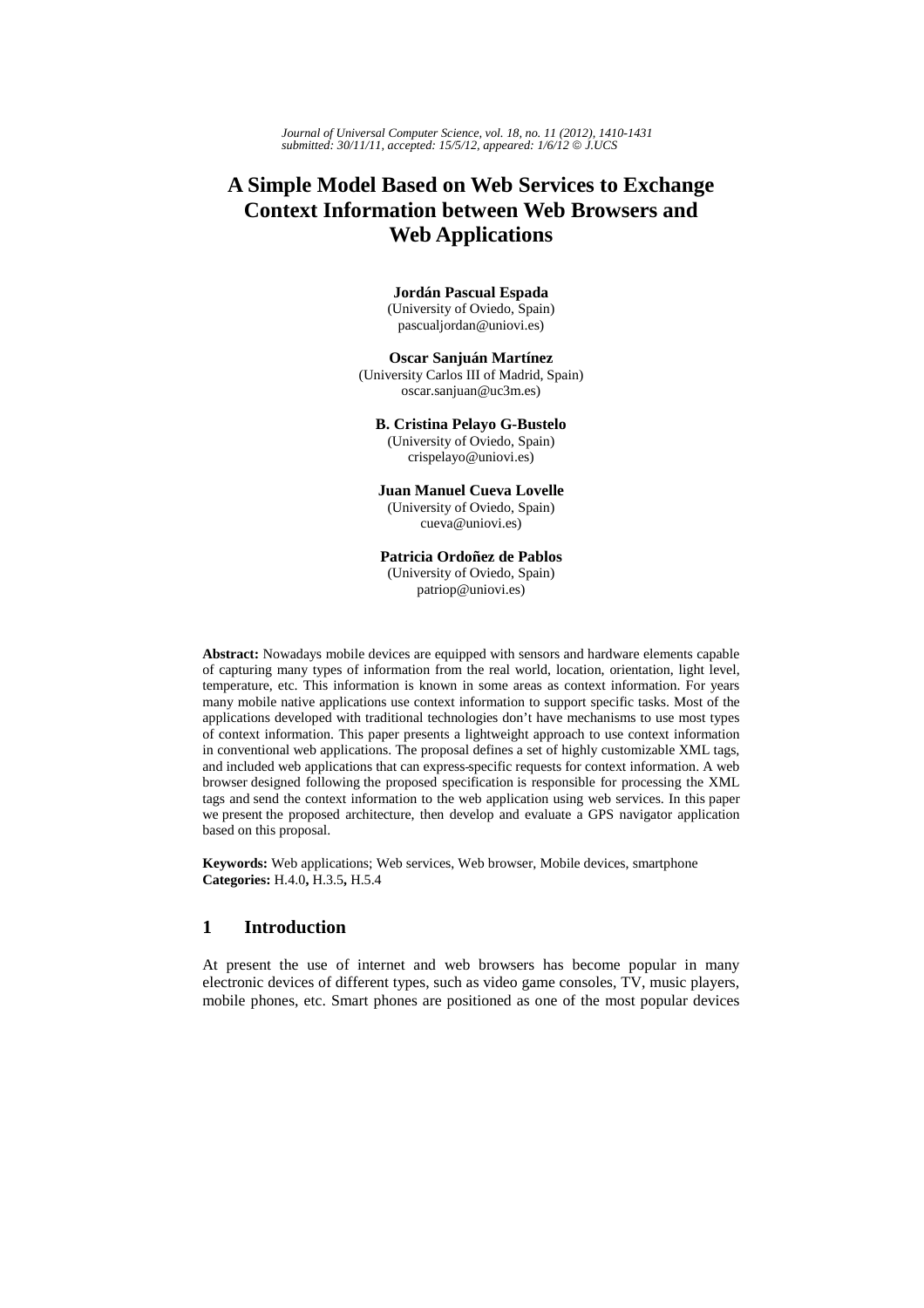*Journal of Universal Computer Science, vol. 18, no. 11 (2012), 1410-1431*
*submitted: 30/11/11, accepted: 15/5/12, appeared: 1/6/12 © J.UCS*

# A Simple Model Based on Web Services to Exchange Context Information between Web Browsers and Web Applications

**Jordán Pascual Espada**
(University of Oviedo, Spain
pascualjordan@uniovi.es)

**Oscar Sanjuán Martínez**
(University Carlos III of Madrid, Spain
oscar.sanjuan@uc3m.es)

**B. Cristina Pelayo G-Bustelo**
(University of Oviedo, Spain)
crispelayo@uniovi.es)

**Juan Manuel Cueva Lovelle**
(University of Oviedo, Spain)
cueva@uniovi.es)

**Patricia Ordoñez de Pablos**
(University of Oviedo, Spain)
patriop@uniovi.es)

**Abstract:** Nowadays mobile devices are equipped with sensors and hardware elements capable of capturing many types of information from the real world, location, orientation, light level, temperature, etc. This information is known in some areas as context information. For years many mobile native applications use context information to support specific tasks. Most of the applications developed with traditional technologies don't have mechanisms to use most types of context information. This paper presents a lightweight approach to use context information in conventional web applications. The proposal defines a set of highly customizable XML tags, and included web applications that can express specific requests for context information. A web browser designed following the proposed specification is responsible for processing the XML tags and send the context information to the web application using web services. In this paper we present the proposed architecture, then develop and evaluate a GPS navigator application based on this proposal.

**Keywords:** Web applications; Web services, Web browser, Mobile devices, smartphone
**Categories:** H.4.0**,** H.3.5**,** H.5.4

## 1 Introduction

At present the use of internet and web browsers has become popular in many electronic devices of different types, such as video game consoles, TV, music players, mobile phones, etc. Smart phones are positioned as one of the most popular devices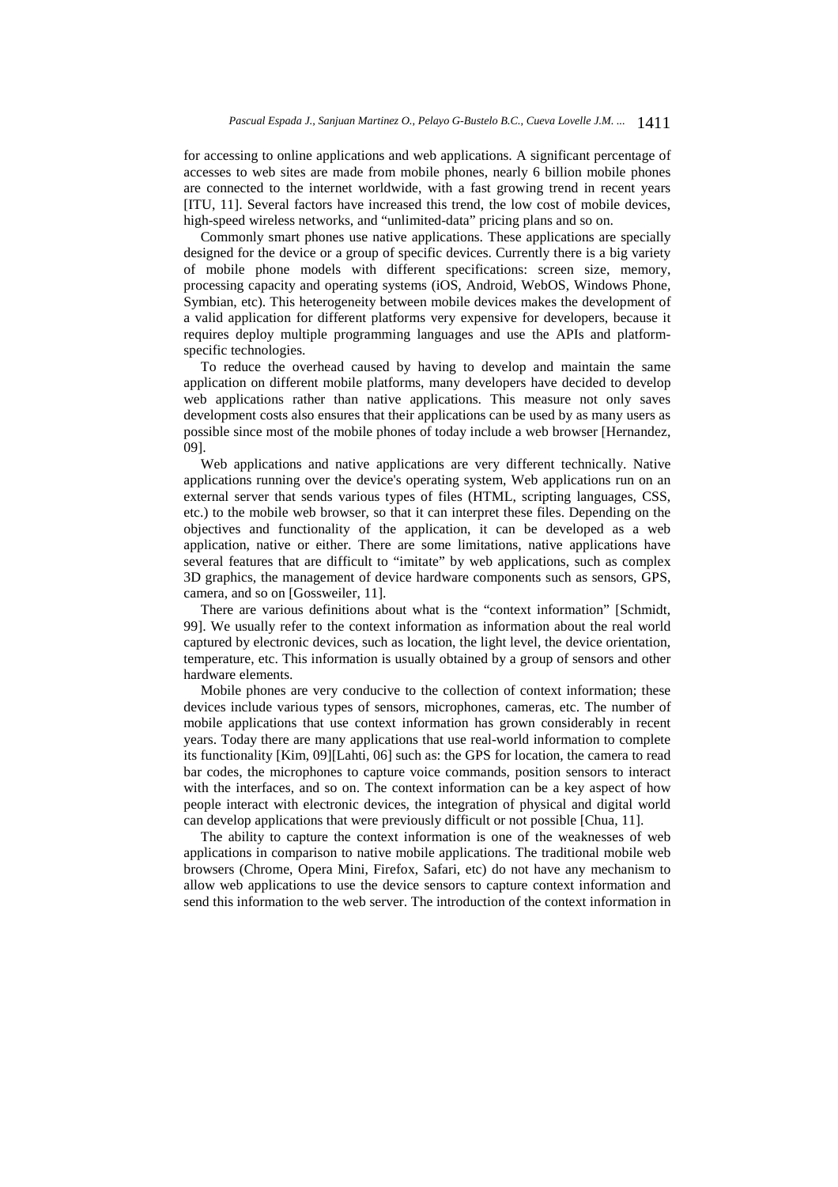for accessing to online applications and web applications. A significant percentage of accesses to web sites are made from mobile phones, nearly 6 billion mobile phones are connected to the internet worldwide, with a fast growing trend in recent years [ITU, 11]. Several factors have increased this trend, the low cost of mobile devices, high-speed wireless networks, and "unlimited-data" pricing plans and so on.

Commonly smart phones use native applications. These applications are specially designed for the device or a group of specific devices. Currently there is a big variety of mobile phone models with different specifications: screen size, memory, processing capacity and operating systems (iOS, Android, WebOS, Windows Phone, Symbian, etc). This heterogeneity between mobile devices makes the development of a valid application for different platforms very expensive for developers, because it requires deploy multiple programming languages and use the APIs and platform-specific technologies.

To reduce the overhead caused by having to develop and maintain the same application on different mobile platforms, many developers have decided to develop web applications rather than native applications. This measure not only saves development costs also ensures that their applications can be used by as many users as possible since most of the mobile phones of today include a web browser [Hernandez, 09].

Web applications and native applications are very different technically. Native applications running over the device's operating system, Web applications run on an external server that sends various types of files (HTML, scripting languages, CSS, etc.) to the mobile web browser, so that it can interpret these files. Depending on the objectives and functionality of the application, it can be developed as a web application, native or either. There are some limitations, native applications have several features that are difficult to "imitate" by web applications, such as complex 3D graphics, the management of device hardware components such as sensors, GPS, camera, and so on [Gossweiler, 11].

There are various definitions about what is the "context information" [Schmidt, 99]. We usually refer to the context information as information about the real world captured by electronic devices, such as location, the light level, the device orientation, temperature, etc. This information is usually obtained by a group of sensors and other hardware elements.

Mobile phones are very conducive to the collection of context information; these devices include various types of sensors, microphones, cameras, etc. The number of mobile applications that use context information has grown considerably in recent years. Today there are many applications that use real-world information to complete its functionality [Kim, 09][Lahti, 06] such as: the GPS for location, the camera to read bar codes, the microphones to capture voice commands, position sensors to interact with the interfaces, and so on. The context information can be a key aspect of how people interact with electronic devices, the integration of physical and digital world can develop applications that were previously difficult or not possible [Chua, 11].

The ability to capture the context information is one of the weaknesses of web applications in comparison to native mobile applications. The traditional mobile web browsers (Chrome, Opera Mini, Firefox, Safari, etc) do not have any mechanism to allow web applications to use the device sensors to capture context information and send this information to the web server. The introduction of the context information in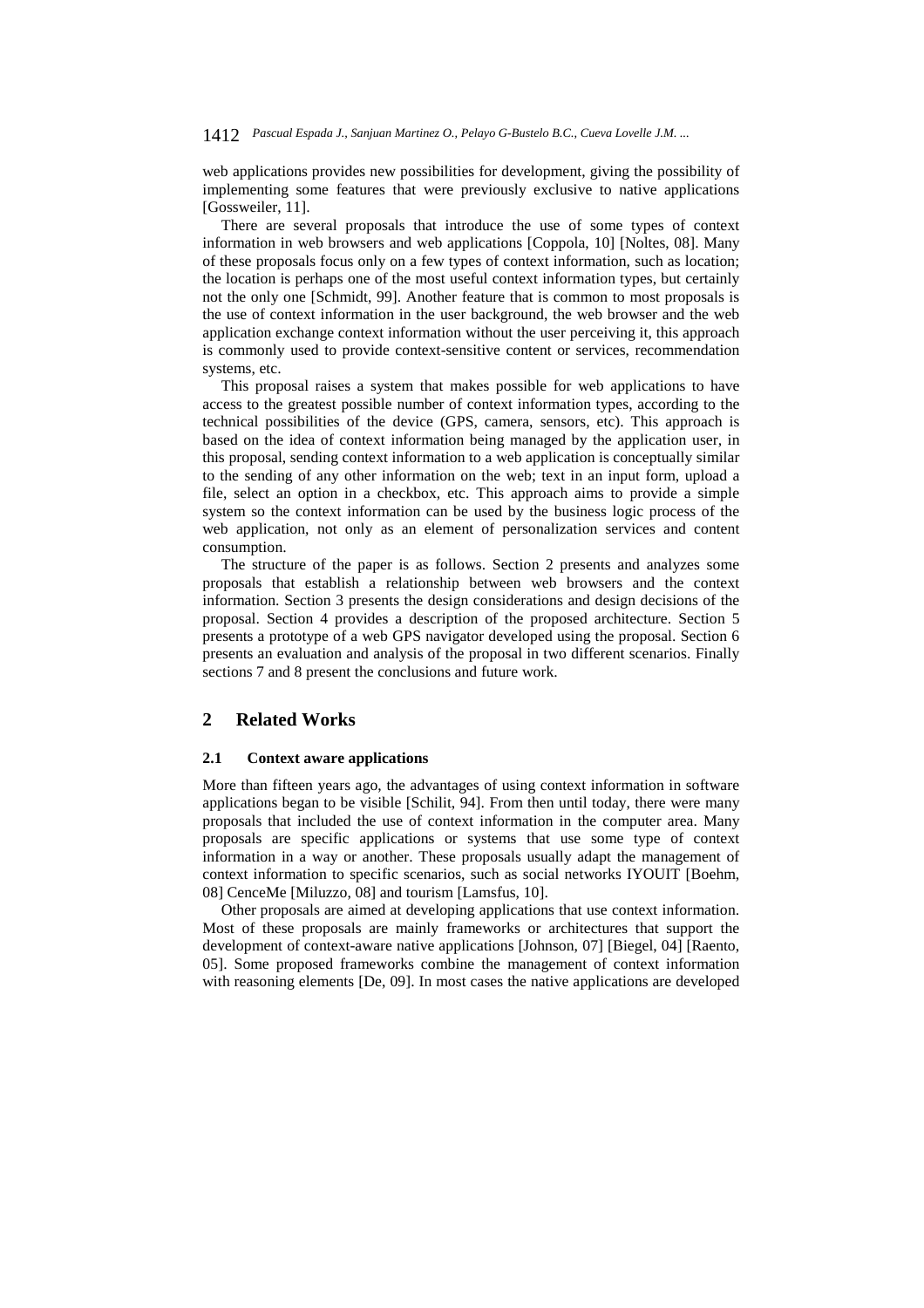web applications provides new possibilities for development, giving the possibility of implementing some features that were previously exclusive to native applications [Gossweiler, 11].

There are several proposals that introduce the use of some types of context information in web browsers and web applications [Coppola, 10] [Noltes, 08]. Many of these proposals focus only on a few types of context information, such as location; the location is perhaps one of the most useful context information types, but certainly not the only one [Schmidt, 99]. Another feature that is common to most proposals is the use of context information in the user background, the web browser and the web application exchange context information without the user perceiving it, this approach is commonly used to provide context-sensitive content or services, recommendation systems, etc.

This proposal raises a system that makes possible for web applications to have access to the greatest possible number of context information types, according to the technical possibilities of the device (GPS, camera, sensors, etc). This approach is based on the idea of context information being managed by the application user, in this proposal, sending context information to a web application is conceptually similar to the sending of any other information on the web; text in an input form, upload a file, select an option in a checkbox, etc. This approach aims to provide a simple system so the context information can be used by the business logic process of the web application, not only as an element of personalization services and content consumption.

The structure of the paper is as follows. Section 2 presents and analyzes some proposals that establish a relationship between web browsers and the context information. Section 3 presents the design considerations and design decisions of the proposal. Section 4 provides a description of the proposed architecture. Section 5 presents a prototype of a web GPS navigator developed using the proposal. Section 6 presents an evaluation and analysis of the proposal in two different scenarios. Finally sections 7 and 8 present the conclusions and future work.

## 2 Related Works

### 2.1 Context aware applications

More than fifteen years ago, the advantages of using context information in software applications began to be visible [Schilit, 94]. From then until today, there were many proposals that included the use of context information in the computer area. Many proposals are specific applications or systems that use some type of context information in a way or another. These proposals usually adapt the management of context information to specific scenarios, such as social networks IYOUIT [Boehm, 08] CenceMe [Miluzzo, 08] and tourism [Lamsfus, 10].

Other proposals are aimed at developing applications that use context information. Most of these proposals are mainly frameworks or architectures that support the development of context-aware native applications [Johnson, 07] [Biegel, 04] [Raento, 05]. Some proposed frameworks combine the management of context information with reasoning elements [De, 09]. In most cases the native applications are developed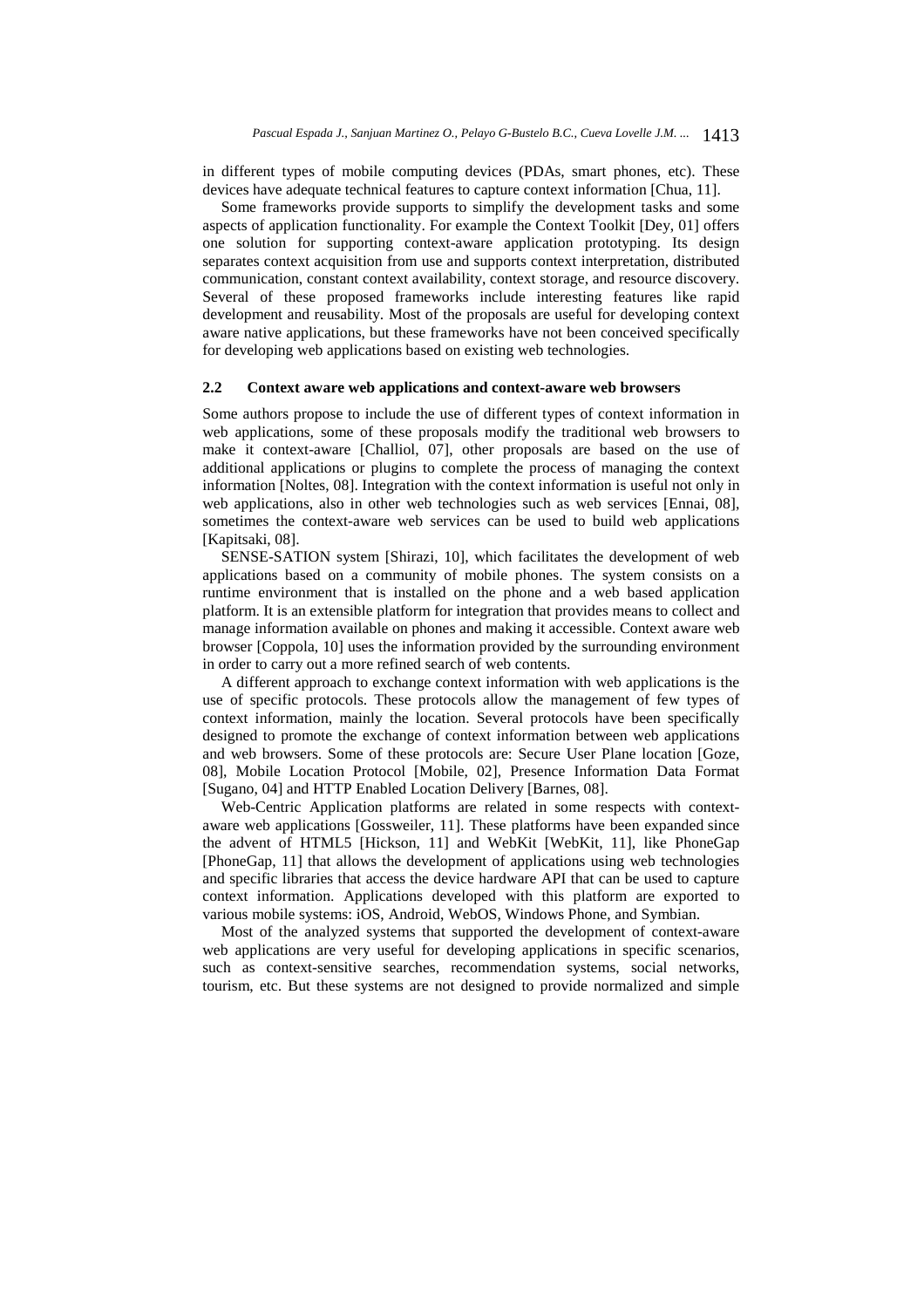in different types of mobile computing devices (PDAs, smart phones, etc). These devices have adequate technical features to capture context information [Chua, 11].

Some frameworks provide supports to simplify the development tasks and some aspects of application functionality. For example the Context Toolkit [Dey, 01] offers one solution for supporting context-aware application prototyping. Its design separates context acquisition from use and supports context interpretation, distributed communication, constant context availability, context storage, and resource discovery. Several of these proposed frameworks include interesting features like rapid development and reusability. Most of the proposals are useful for developing context aware native applications, but these frameworks have not been conceived specifically for developing web applications based on existing web technologies.

### 2.2 Context aware web applications and context-aware web browsers

Some authors propose to include the use of different types of context information in web applications, some of these proposals modify the traditional web browsers to make it context-aware [Challiol, 07], other proposals are based on the use of additional applications or plugins to complete the process of managing the context information [Noltes, 08]. Integration with the context information is useful not only in web applications, also in other web technologies such as web services [Ennai, 08], sometimes the context-aware web services can be used to build web applications [Kapitsaki, 08].

SENSE-SATION system [Shirazi, 10], which facilitates the development of web applications based on a community of mobile phones. The system consists on a runtime environment that is installed on the phone and a web based application platform. It is an extensible platform for integration that provides means to collect and manage information available on phones and making it accessible. Context aware web browser [Coppola, 10] uses the information provided by the surrounding environment in order to carry out a more refined search of web contents.

A different approach to exchange context information with web applications is the use of specific protocols. These protocols allow the management of few types of context information, mainly the location. Several protocols have been specifically designed to promote the exchange of context information between web applications and web browsers. Some of these protocols are: Secure User Plane location [Goze, 08], Mobile Location Protocol [Mobile, 02], Presence Information Data Format [Sugano, 04] and HTTP Enabled Location Delivery [Barnes, 08].

Web-Centric Application platforms are related in some respects with context-aware web applications [Gossweiler, 11]. These platforms have been expanded since the advent of HTML5 [Hickson, 11] and WebKit [WebKit, 11], like PhoneGap [PhoneGap, 11] that allows the development of applications using web technologies and specific libraries that access the device hardware API that can be used to capture context information. Applications developed with this platform are exported to various mobile systems: iOS, Android, WebOS, Windows Phone, and Symbian.

Most of the analyzed systems that supported the development of context-aware web applications are very useful for developing applications in specific scenarios, such as context-sensitive searches, recommendation systems, social networks, tourism, etc. But these systems are not designed to provide normalized and simple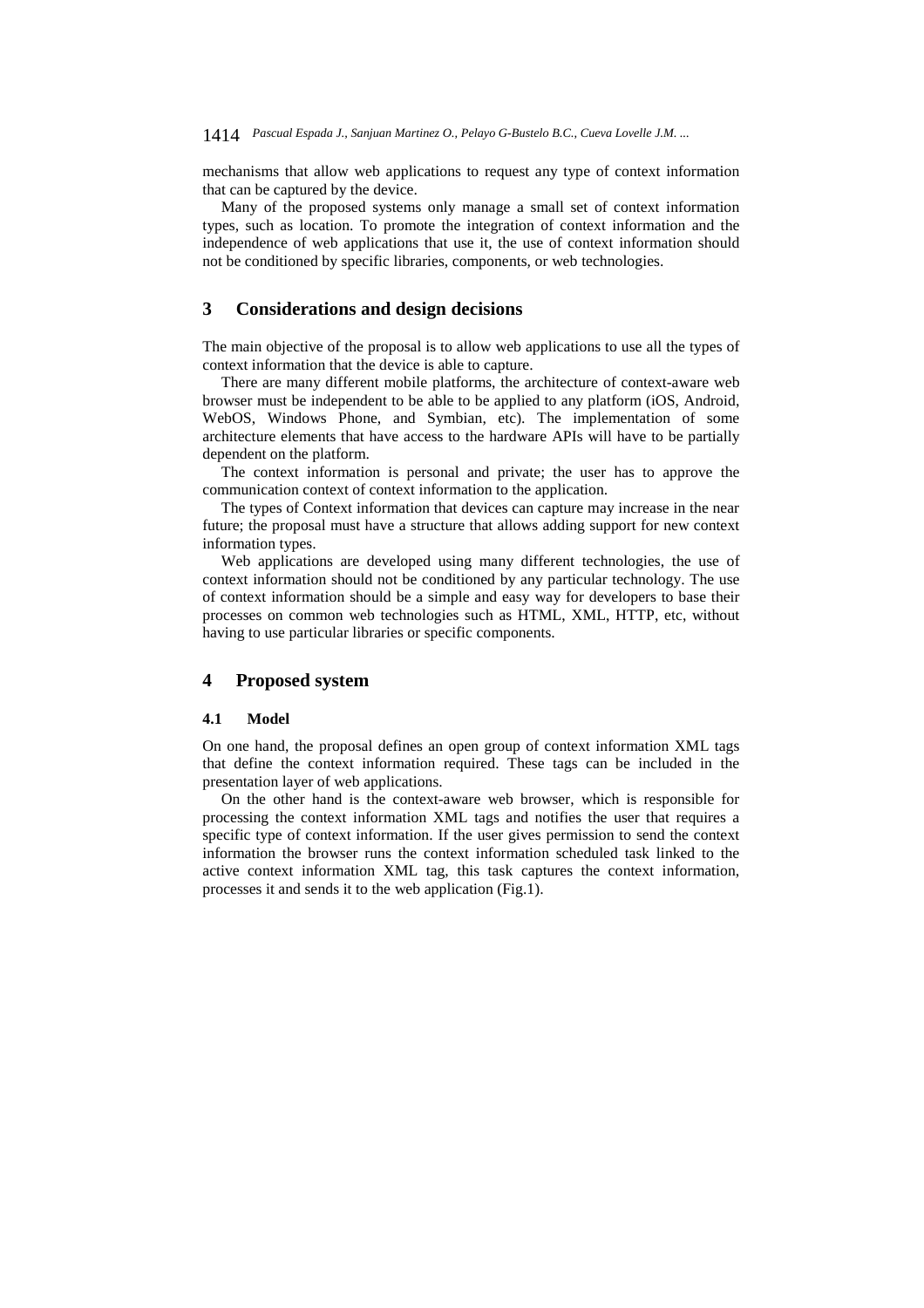mechanisms that allow web applications to request any type of context information that can be captured by the device.

Many of the proposed systems only manage a small set of context information types, such as location. To promote the integration of context information and the independence of web applications that use it, the use of context information should not be conditioned by specific libraries, components, or web technologies.

## 3 Considerations and design decisions

The main objective of the proposal is to allow web applications to use all the types of context information that the device is able to capture.

There are many different mobile platforms, the architecture of context-aware web browser must be independent to be able to be applied to any platform (iOS, Android, WebOS, Windows Phone, and Symbian, etc). The implementation of some architecture elements that have access to the hardware APIs will have to be partially dependent on the platform.

The context information is personal and private; the user has to approve the communication context of context information to the application.

The types of Context information that devices can capture may increase in the near future; the proposal must have a structure that allows adding support for new context information types.

Web applications are developed using many different technologies, the use of context information should not be conditioned by any particular technology. The use of context information should be a simple and easy way for developers to base their processes on common web technologies such as HTML, XML, HTTP, etc, without having to use particular libraries or specific components.

## 4 Proposed system

### 4.1 Model

On one hand, the proposal defines an open group of context information XML tags that define the context information required. These tags can be included in the presentation layer of web applications.

On the other hand is the context-aware web browser, which is responsible for processing the context information XML tags and notifies the user that requires a specific type of context information. If the user gives permission to send the context information the browser runs the context information scheduled task linked to the active context information XML tag, this task captures the context information, processes it and sends it to the web application (Fig.1).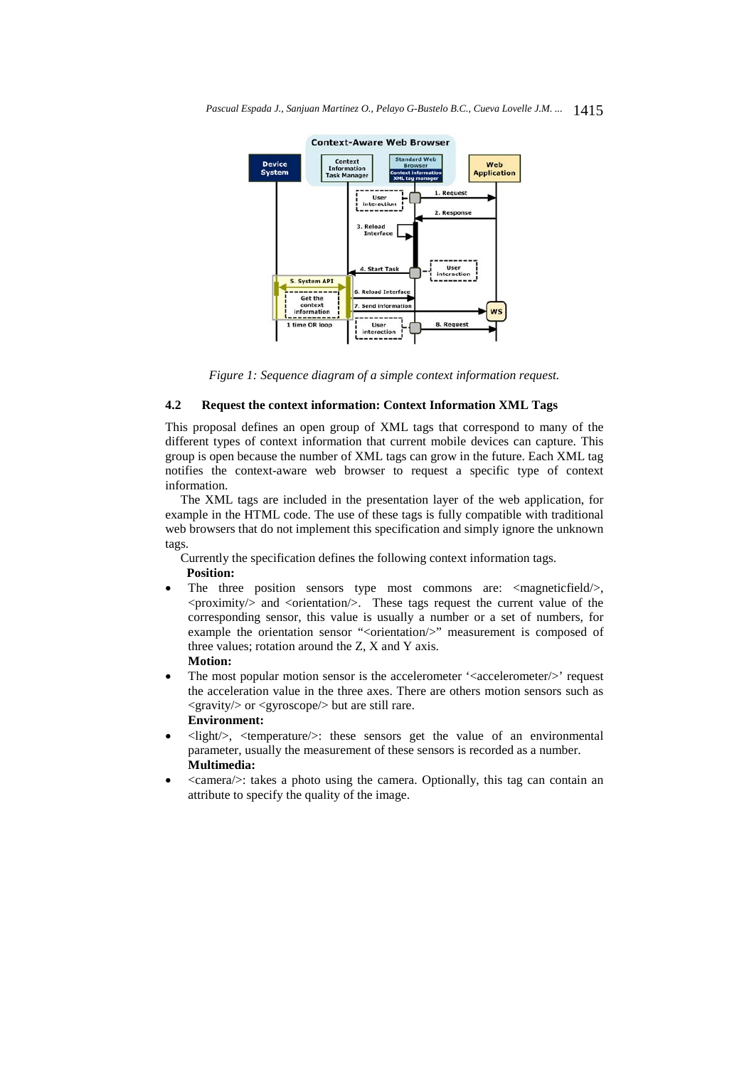*Figure 1: Sequence diagram of a simple context information request.*

### 4.2 Request the context information: Context Information XML Tags

This proposal defines an open group of XML tags that correspond to many of the different types of context information that current mobile devices can capture. This group is open because the number of XML tags can grow in the future. Each XML tag notifies the context-aware web browser to request a specific type of context information.

The XML tags are included in the presentation layer of the web application, for example in the HTML code. The use of these tags is fully compatible with traditional web browsers that do not implement this specification and simply ignore the unknown tags.

Currently the specification defines the following context information tags.

**Position:**

- The three position sensors type most commons are: <magneticfield/>, <proximity/> and <orientation/>. These tags request the current value of the corresponding sensor, this value is usually a number or a set of numbers, for example the orientation sensor "<orientation/>" measurement is composed of three values; rotation around the Z, X and Y axis.

**Motion:**

- The most popular motion sensor is the accelerometer '<accelerometer/>' request the acceleration value in the three axes. There are others motion sensors such as <gravity/> or <gyroscope/> but are still rare.

**Environment:**

- <light/>, <temperature/>: these sensors get the value of an environmental parameter, usually the measurement of these sensors is recorded as a number.

**Multimedia:**

- <camera/>: takes a photo using the camera. Optionally, this tag can contain an attribute to specify the quality of the image.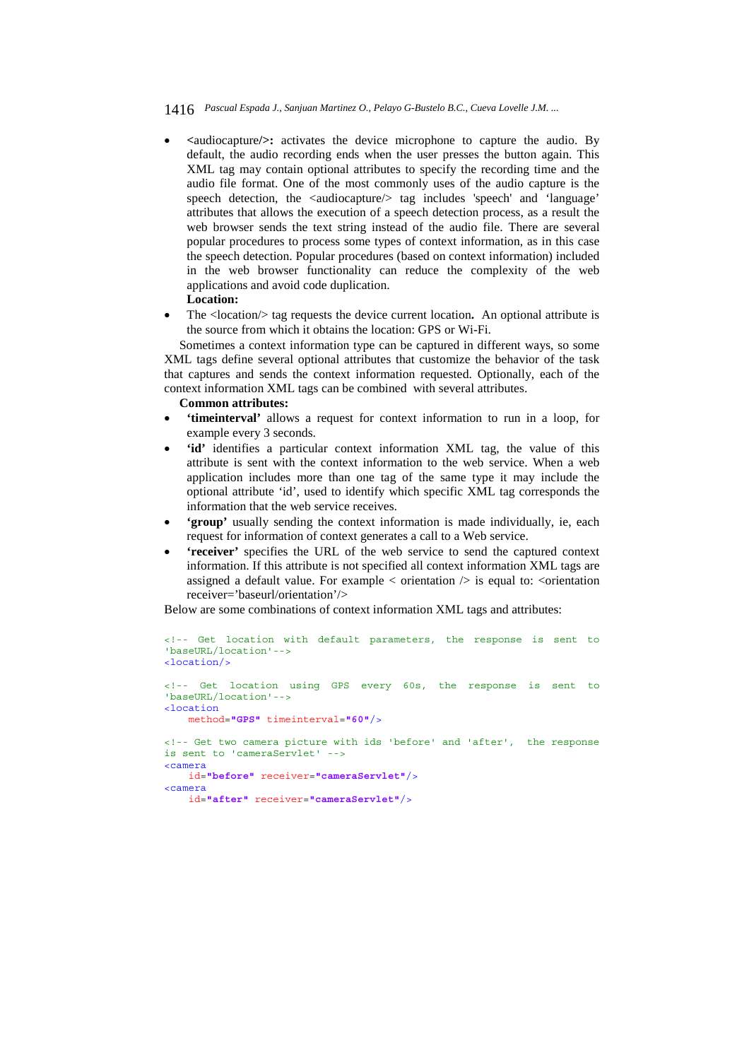- **<audiocapture/>:** activates the device microphone to capture the audio. By default, the audio recording ends when the user presses the button again. This XML tag may contain optional attributes to specify the recording time and the audio file format. One of the most commonly uses of the audio capture is the speech detection, the <audiocapture/> tag includes 'speech' and 'language' attributes that allows the execution of a speech detection process, as a result the web browser sends the text string instead of the audio file. There are several popular procedures to process some types of context information, as in this case the speech detection. Popular procedures (based on context information) included in the web browser functionality can reduce the complexity of the web applications and avoid code duplication.

  **Location:**

- The <location/> tag requests the device current location**.** An optional attribute is the source from which it obtains the location: GPS or Wi-Fi.

Sometimes a context information type can be captured in different ways, so some XML tags define several optional attributes that customize the behavior of the task that captures and sends the context information requested. Optionally, each of the context information XML tags can be combined with several attributes.

**Common attributes:**

- **'timeinterval'** allows a request for context information to run in a loop, for example every 3 seconds.
- **'id'** identifies a particular context information XML tag, the value of this attribute is sent with the context information to the web service. When a web application includes more than one tag of the same type it may include the optional attribute 'id', used to identify which specific XML tag corresponds the information that the web service receives.
- **'group'** usually sending the context information is made individually, ie, each request for information of context generates a call to a Web service.
- **'receiver'** specifies the URL of the web service to send the captured context information. If this attribute is not specified all context information XML tags are assigned a default value. For example < orientation /> is equal to: <orientation receiver='baseurl/orientation'/>

Below are some combinations of context information XML tags and attributes:

```
<!-- Get location with default parameters, the response is sent to
'baseURL/location'-->
<location/>

<!-- Get location using GPS every 60s, the response is sent to
'baseURL/location'-->
<location
    method="GPS" timeinterval="60"/>

<!-- Get two camera picture with ids 'before' and 'after', the response
is sent to 'cameraServlet' -->
<camera
    id="before" receiver="cameraServlet"/>
<camera
    id="after" receiver="cameraServlet"/>
```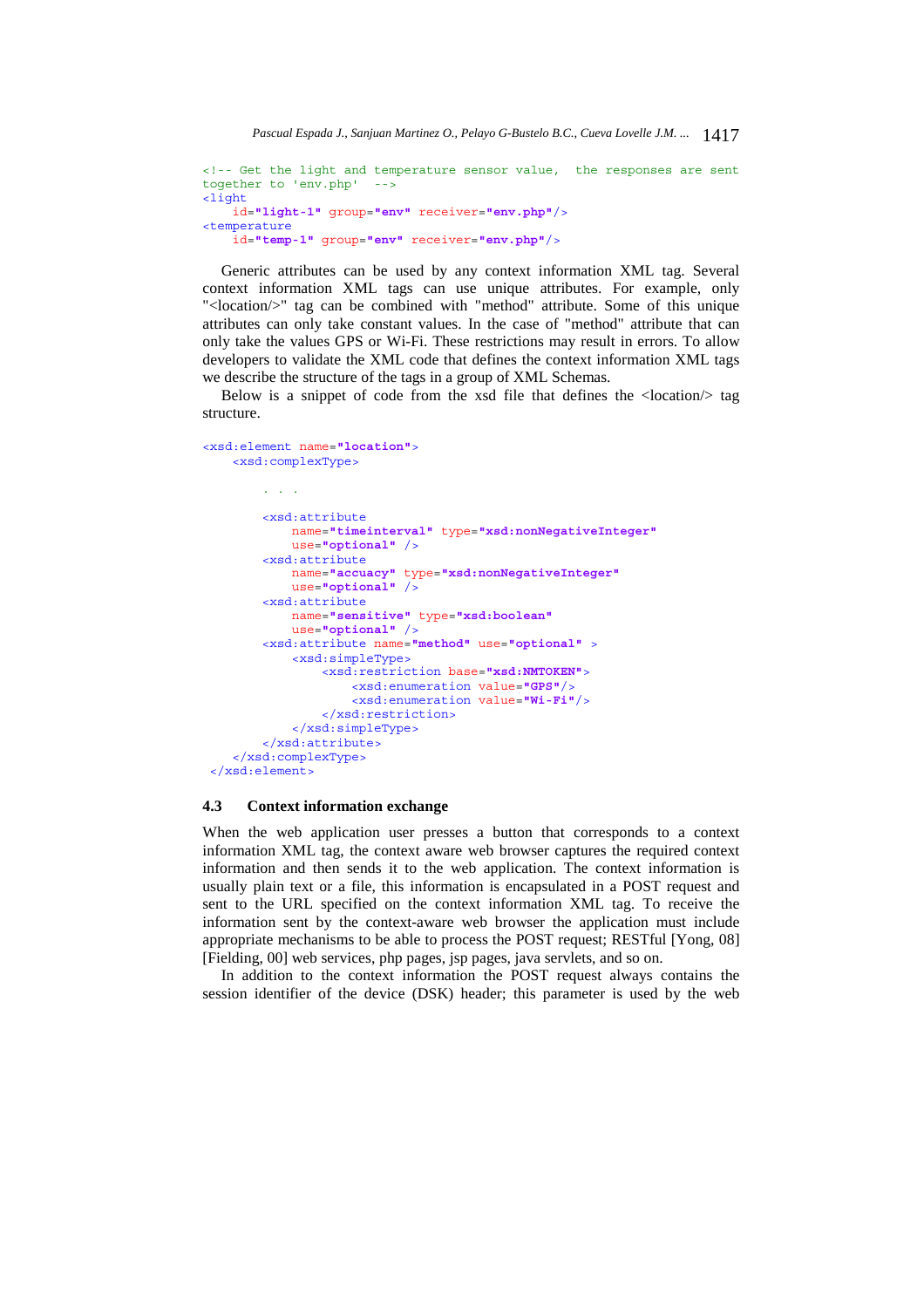```
<!-- Get the light and temperature sensor value,  the responses are sent
together to 'env.php'  -->
<light
    id="light-1" group="env" receiver="env.php"/>
<temperature
    id="temp-1" group="env" receiver="env.php"/>
```

Generic attributes can be used by any context information XML tag. Several context information XML tags can use unique attributes. For example, only "<location/>" tag can be combined with "method" attribute. Some of this unique attributes can only take constant values. In the case of "method" attribute that can only take the values GPS or Wi-Fi. These restrictions may result in errors. To allow developers to validate the XML code that defines the context information XML tags we describe the structure of the tags in a group of XML Schemas.

Below is a snippet of code from the xsd file that defines the <location/> tag structure.

```
<xsd:element name="location">
    <xsd:complexType>

        . . .

        <xsd:attribute
            name="timeinterval" type="xsd:nonNegativeInteger"
            use="optional" />
        <xsd:attribute
            name="accuacy" type="xsd:nonNegativeInteger"
            use="optional" />
        <xsd:attribute
            name="sensitive" type="xsd:boolean"
            use="optional" />
        <xsd:attribute name="method" use="optional" >
            <xsd:simpleType>
                <xsd:restriction base="xsd:NMTOKEN">
                    <xsd:enumeration value="GPS"/>
                    <xsd:enumeration value="Wi-Fi"/>
                </xsd:restriction>
            </xsd:simpleType>
        </xsd:attribute>
    </xsd:complexType>
 </xsd:element>
```

### 4.3 Context information exchange

When the web application user presses a button that corresponds to a context information XML tag, the context aware web browser captures the required context information and then sends it to the web application. The context information is usually plain text or a file, this information is encapsulated in a POST request and sent to the URL specified on the context information XML tag. To receive the information sent by the context-aware web browser the application must include appropriate mechanisms to be able to process the POST request; RESTful [Yong, 08] [Fielding, 00] web services, php pages, jsp pages, java servlets, and so on.

In addition to the context information the POST request always contains the session identifier of the device (DSK) header; this parameter is used by the web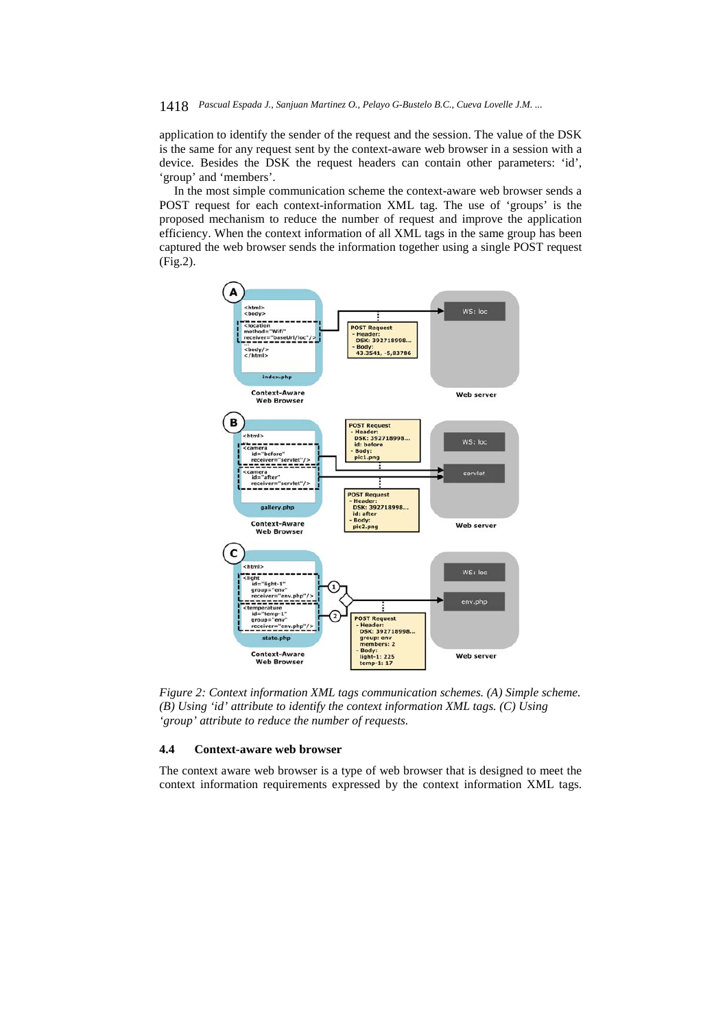application to identify the sender of the request and the session. The value of the DSK is the same for any request sent by the context-aware web browser in a session with a device. Besides the DSK the request headers can contain other parameters: 'id', 'group' and 'members'.

In the most simple communication scheme the context-aware web browser sends a POST request for each context-information XML tag. The use of 'groups' is the proposed mechanism to reduce the number of request and improve the application efficiency. When the context information of all XML tags in the same group has been captured the web browser sends the information together using a single POST request (Fig.2).

*Figure 2: Context information XML tags communication schemes. (A) Simple scheme. (B) Using 'id' attribute to identify the context information XML tags. (C) Using 'group' attribute to reduce the number of requests.*

### 4.4 Context-aware web browser

The context aware web browser is a type of web browser that is designed to meet the context information requirements expressed by the context information XML tags.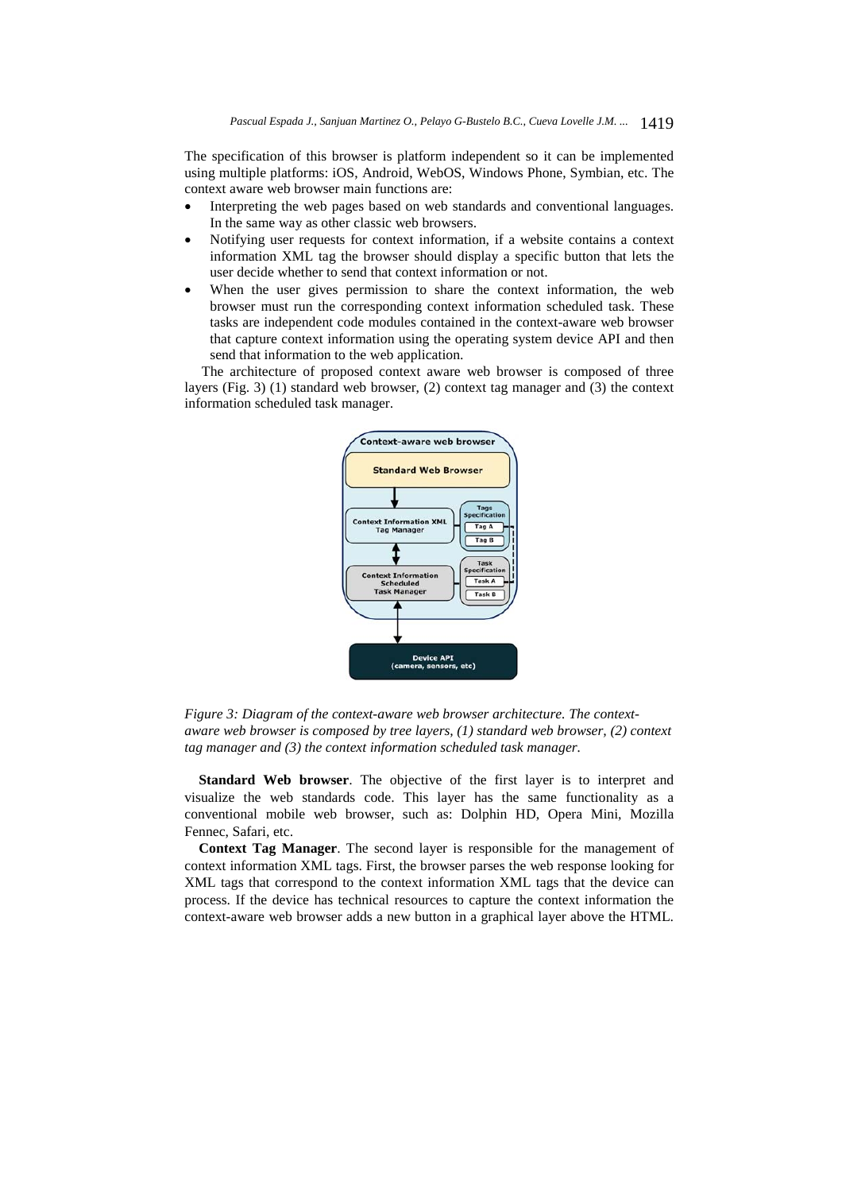The specification of this browser is platform independent so it can be implemented using multiple platforms: iOS, Android, WebOS, Windows Phone, Symbian, etc. The context aware web browser main functions are:

- Interpreting the web pages based on web standards and conventional languages. In the same way as other classic web browsers.
- Notifying user requests for context information, if a website contains a context information XML tag the browser should display a specific button that lets the user decide whether to send that context information or not.
- When the user gives permission to share the context information, the web browser must run the corresponding context information scheduled task. These tasks are independent code modules contained in the context-aware web browser that capture context information using the operating system device API and then send that information to the web application.

The architecture of proposed context aware web browser is composed of three layers (Fig. 3) (1) standard web browser, (2) context tag manager and (3) the context information scheduled task manager.

*Figure 3: Diagram of the context-aware web browser architecture. The context-aware web browser is composed by tree layers, (1) standard web browser, (2) context tag manager and (3) the context information scheduled task manager.*

**Standard Web browser**. The objective of the first layer is to interpret and visualize the web standards code. This layer has the same functionality as a conventional mobile web browser, such as: Dolphin HD, Opera Mini, Mozilla Fennec, Safari, etc.

**Context Tag Manager**. The second layer is responsible for the management of context information XML tags. First, the browser parses the web response looking for XML tags that correspond to the context information XML tags that the device can process. If the device has technical resources to capture the context information the context-aware web browser adds a new button in a graphical layer above the HTML.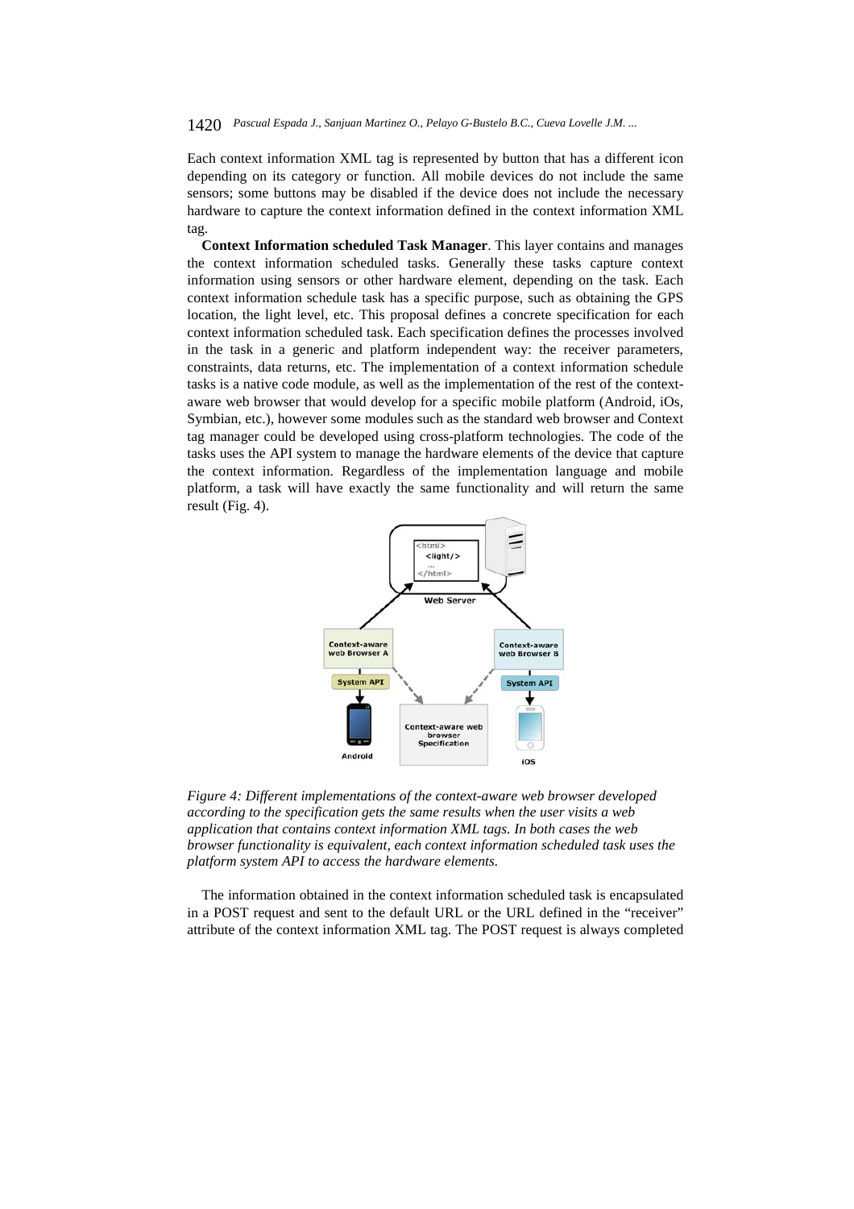Each context information XML tag is represented by button that has a different icon depending on its category or function. All mobile devices do not include the same sensors; some buttons may be disabled if the device does not include the necessary hardware to capture the context information defined in the context information XML tag.

**Context Information scheduled Task Manager**. This layer contains and manages the context information scheduled tasks. Generally these tasks capture context information using sensors or other hardware element, depending on the task. Each context information schedule task has a specific purpose, such as obtaining the GPS location, the light level, etc. This proposal defines a concrete specification for each context information scheduled task. Each specification defines the processes involved in the task in a generic and platform independent way: the receiver parameters, constraints, data returns, etc. The implementation of a context information schedule tasks is a native code module, as well as the implementation of the rest of the context-aware web browser that would develop for a specific mobile platform (Android, iOs, Symbian, etc.), however some modules such as the standard web browser and Context tag manager could be developed using cross-platform technologies. The code of the tasks uses the API system to manage the hardware elements of the device that capture the context information. Regardless of the implementation language and mobile platform, a task will have exactly the same functionality and will return the same result (Fig. 4).

*Figure 4: Different implementations of the context-aware web browser developed according to the specification gets the same results when the user visits a web application that contains context information XML tags. In both cases the web browser functionality is equivalent, each context information scheduled task uses the platform system API to access the hardware elements.*

The information obtained in the context information scheduled task is encapsulated in a POST request and sent to the default URL or the URL defined in the "receiver" attribute of the context information XML tag. The POST request is always completed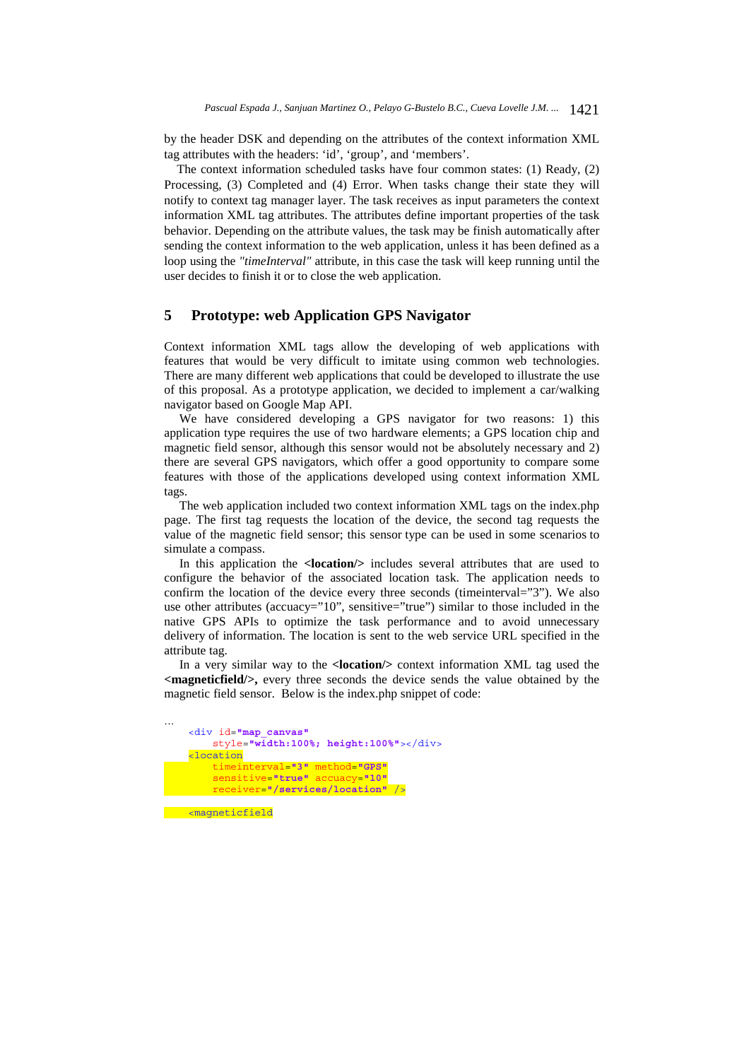by the header DSK and depending on the attributes of the context information XML tag attributes with the headers: 'id', 'group', and 'members'.

The context information scheduled tasks have four common states: (1) Ready, (2) Processing, (3) Completed and (4) Error. When tasks change their state they will notify to context tag manager layer. The task receives as input parameters the context information XML tag attributes. The attributes define important properties of the task behavior. Depending on the attribute values, the task may be finish automatically after sending the context information to the web application, unless it has been defined as a loop using the *"timeInterval"* attribute, in this case the task will keep running until the user decides to finish it or to close the web application.

## 5 Prototype: web Application GPS Navigator

Context information XML tags allow the developing of web applications with features that would be very difficult to imitate using common web technologies. There are many different web applications that could be developed to illustrate the use of this proposal. As a prototype application, we decided to implement a car/walking navigator based on Google Map API.

We have considered developing a GPS navigator for two reasons: 1) this application type requires the use of two hardware elements; a GPS location chip and magnetic field sensor, although this sensor would not be absolutely necessary and 2) there are several GPS navigators, which offer a good opportunity to compare some features with those of the applications developed using context information XML tags.

The web application included two context information XML tags on the index.php page. The first tag requests the location of the device, the second tag requests the value of the magnetic field sensor; this sensor type can be used in some scenarios to simulate a compass.

In this application the **<location/>** includes several attributes that are used to configure the behavior of the associated location task. The application needs to confirm the location of the device every three seconds (timeinterval="3"). We also use other attributes (accuacy="10", sensitive="true") similar to those included in the native GPS APIs to optimize the task performance and to avoid unnecessary delivery of information. The location is sent to the web service URL specified in the attribute tag.

In a very similar way to the **<location/>** context information XML tag used the **<magneticfield/>,** every three seconds the device sends the value obtained by the magnetic field sensor. Below is the index.php snippet of code:

```
…
    <div id="map_canvas"
        style="width:100%; height:100%"></div>
    <location
        timeinterval="3" method="GPS"
        sensitive="true" accuacy="10"
        receiver="/services/location" />

    <magneticfield
```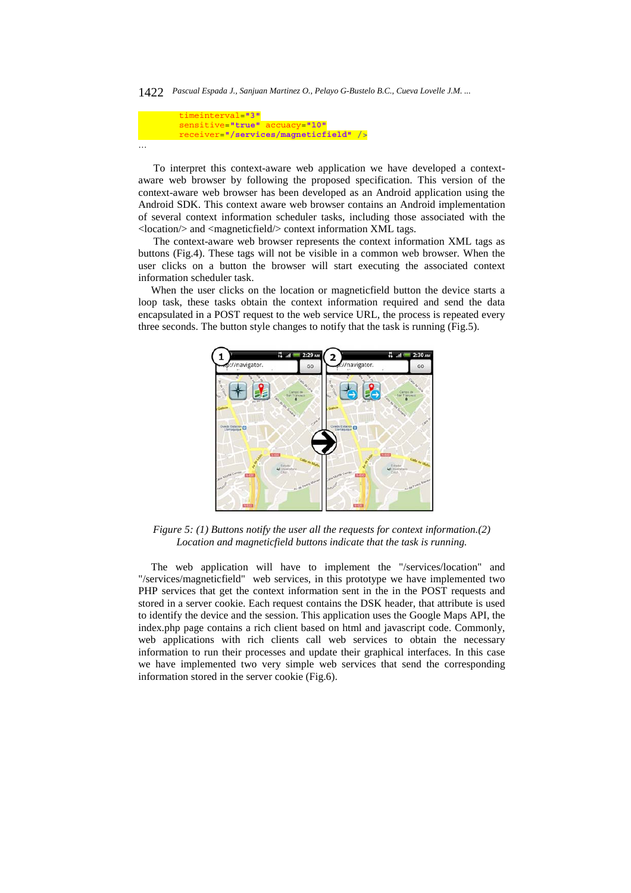```
timeinterval="3"
sensitive="true" accuacy="10"
receiver="/services/magneticfield" />
```

…

To interpret this context-aware web application we have developed a context-aware web browser by following the proposed specification. This version of the context-aware web browser has been developed as an Android application using the Android SDK. This context aware web browser contains an Android implementation of several context information scheduler tasks, including those associated with the <location/> and <magneticfield/> context information XML tags.

The context-aware web browser represents the context information XML tags as buttons (Fig.4). These tags will not be visible in a common web browser. When the user clicks on a button the browser will start executing the associated context information scheduler task.

When the user clicks on the location or magneticfield button the device starts a loop task, these tasks obtain the context information required and send the data encapsulated in a POST request to the web service URL, the process is repeated every three seconds. The button style changes to notify that the task is running (Fig.5).

*Figure 5: (1) Buttons notify the user all the requests for context information.(2) Location and magneticfield buttons indicate that the task is running.*

The web application will have to implement the "/services/location" and "/services/magneticfield" web services, in this prototype we have implemented two PHP services that get the context information sent in the in the POST requests and stored in a server cookie. Each request contains the DSK header, that attribute is used to identify the device and the session. This application uses the Google Maps API, the index.php page contains a rich client based on html and javascript code. Commonly, web applications with rich clients call web services to obtain the necessary information to run their processes and update their graphical interfaces. In this case we have implemented two very simple web services that send the corresponding information stored in the server cookie (Fig.6).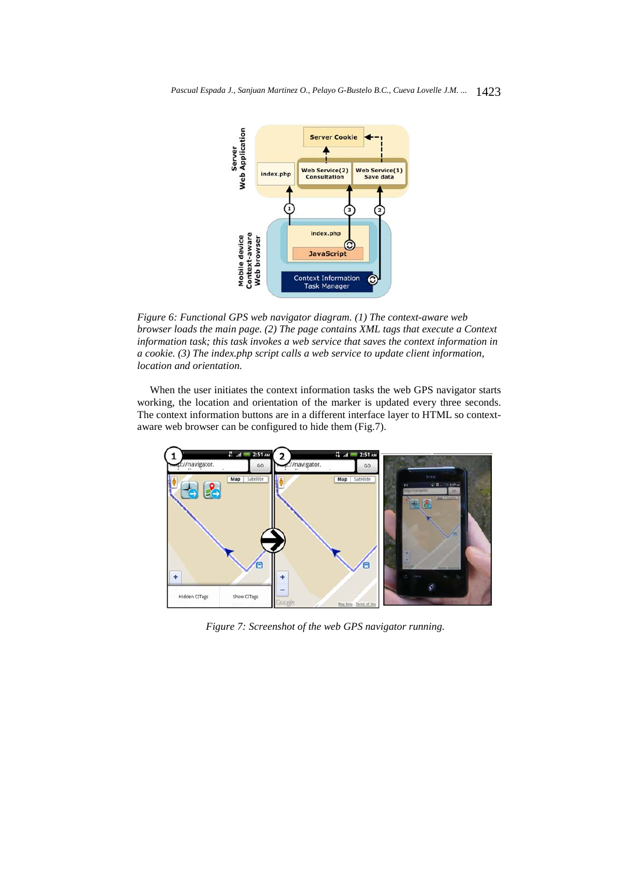*Figure 6: Functional GPS web navigator diagram. (1) The context-aware web browser loads the main page. (2) The page contains XML tags that execute a Context information task; this task invokes a web service that saves the context information in a cookie. (3) The index.php script calls a web service to update client information, location and orientation.*

When the user initiates the context information tasks the web GPS navigator starts working, the location and orientation of the marker is updated every three seconds. The context information buttons are in a different interface layer to HTML so context-aware web browser can be configured to hide them (Fig.7).

*Figure 7: Screenshot of the web GPS navigator running.*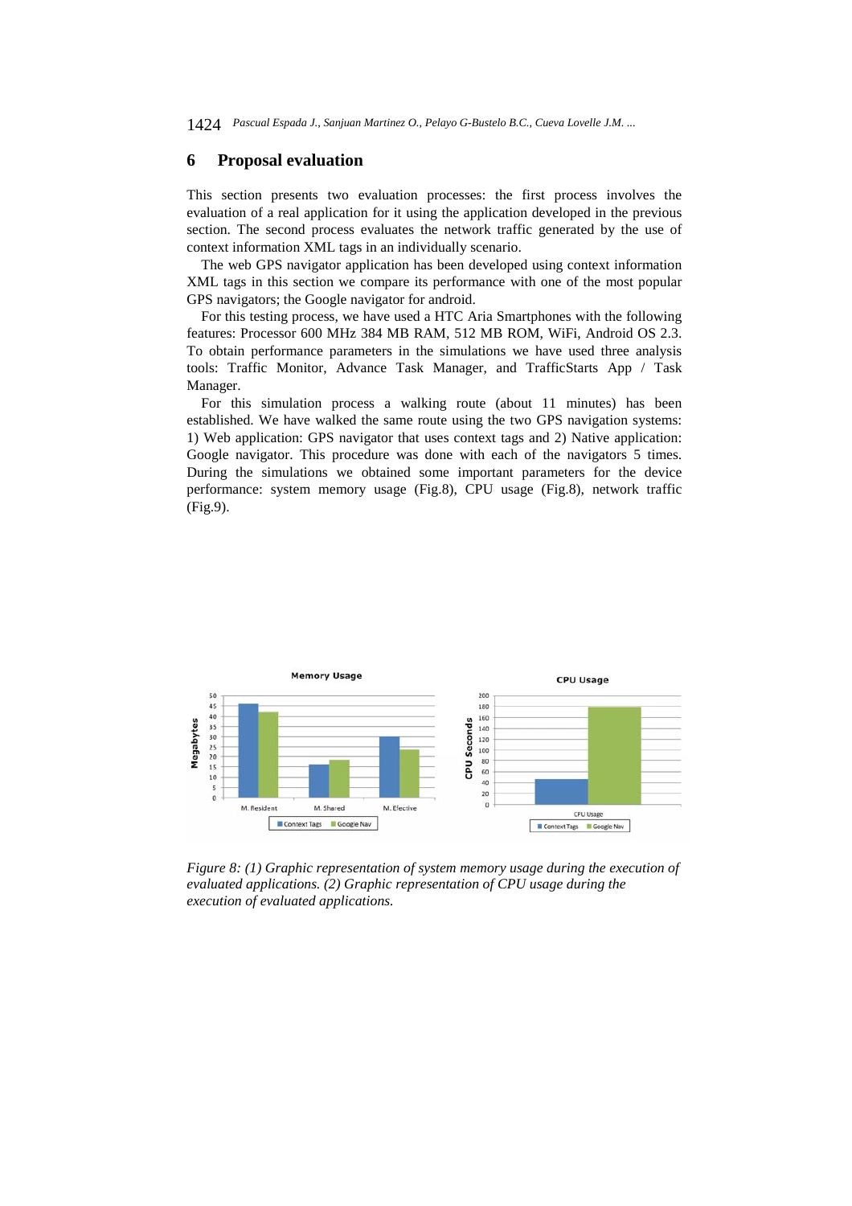## 6 Proposal evaluation

This section presents two evaluation processes: the first process involves the evaluation of a real application for it using the application developed in the previous section. The second process evaluates the network traffic generated by the use of context information XML tags in an individually scenario.

The web GPS navigator application has been developed using context information XML tags in this section we compare its performance with one of the most popular GPS navigators; the Google navigator for android.

For this testing process, we have used a HTC Aria Smartphones with the following features: Processor 600 MHz 384 MB RAM, 512 MB ROM, WiFi, Android OS 2.3. To obtain performance parameters in the simulations we have used three analysis tools: Traffic Monitor, Advance Task Manager, and TrafficStarts App / Task Manager.

For this simulation process a walking route (about 11 minutes) has been established. We have walked the same route using the two GPS navigation systems: 1) Web application: GPS navigator that uses context tags and 2) Native application: Google navigator. This procedure was done with each of the navigators 5 times. During the simulations we obtained some important parameters for the device performance: system memory usage (Fig.8), CPU usage (Fig.8), network traffic (Fig.9).

*Figure 8: (1) Graphic representation of system memory usage during the execution of evaluated applications. (2) Graphic representation of CPU usage during the execution of evaluated applications.*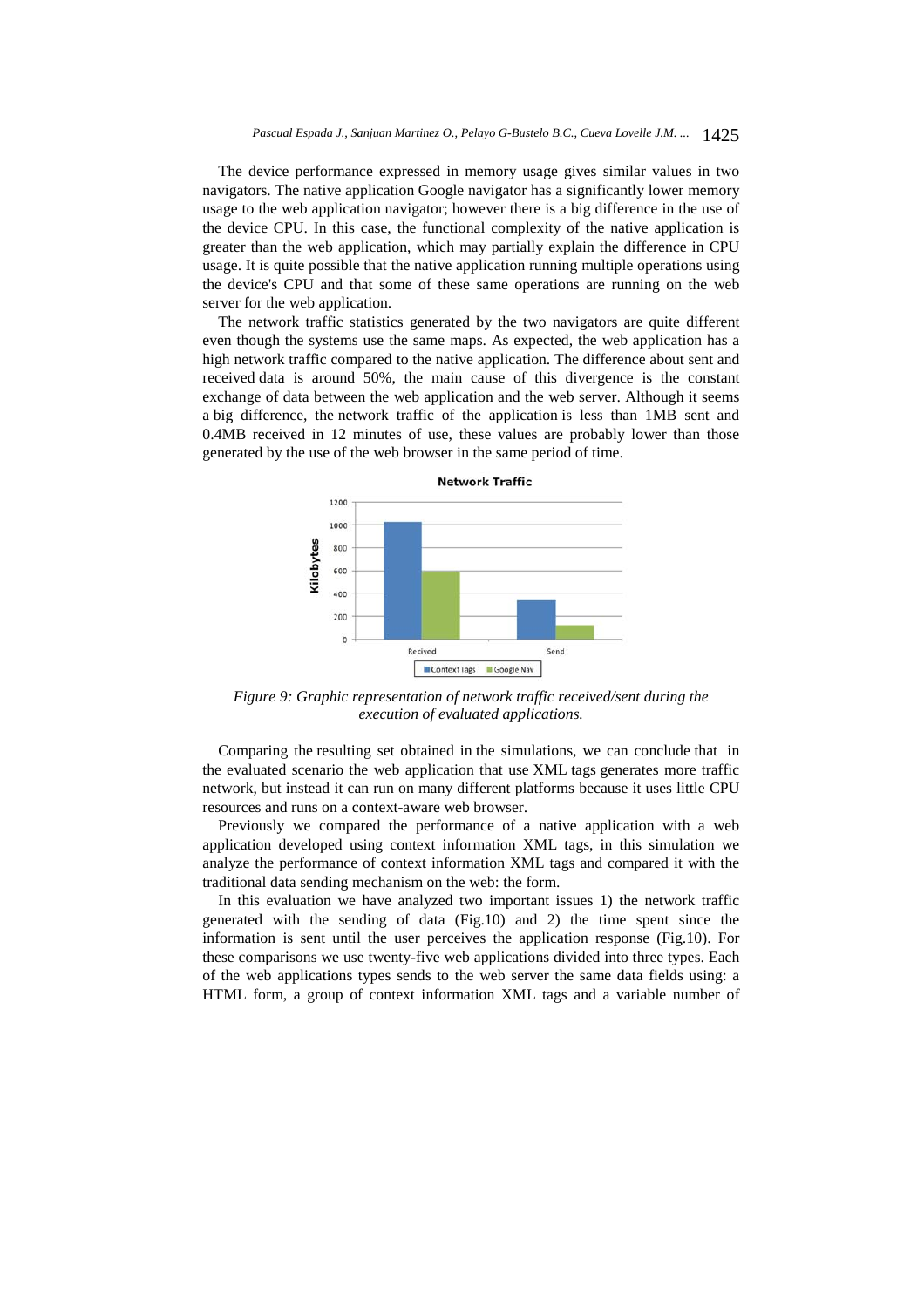The device performance expressed in memory usage gives similar values in two navigators. The native application Google navigator has a significantly lower memory usage to the web application navigator; however there is a big difference in the use of the device CPU. In this case, the functional complexity of the native application is greater than the web application, which may partially explain the difference in CPU usage. It is quite possible that the native application running multiple operations using the device's CPU and that some of these same operations are running on the web server for the web application.

The network traffic statistics generated by the two navigators are quite different even though the systems use the same maps. As expected, the web application has a high network traffic compared to the native application. The difference about sent and received data is around 50%, the main cause of this divergence is the constant exchange of data between the web application and the web server. Although it seems a big difference, the network traffic of the application is less than 1MB sent and 0.4MB received in 12 minutes of use, these values are probably lower than those generated by the use of the web browser in the same period of time.

*Figure 9: Graphic representation of network traffic received/sent during the execution of evaluated applications.*

Comparing the resulting set obtained in the simulations, we can conclude that in the evaluated scenario the web application that use XML tags generates more traffic network, but instead it can run on many different platforms because it uses little CPU resources and runs on a context-aware web browser.

Previously we compared the performance of a native application with a web application developed using context information XML tags, in this simulation we analyze the performance of context information XML tags and compared it with the traditional data sending mechanism on the web: the form.

In this evaluation we have analyzed two important issues 1) the network traffic generated with the sending of data (Fig.10) and 2) the time spent since the information is sent until the user perceives the application response (Fig.10). For these comparisons we use twenty-five web applications divided into three types. Each of the web applications types sends to the web server the same data fields using: a HTML form, a group of context information XML tags and a variable number of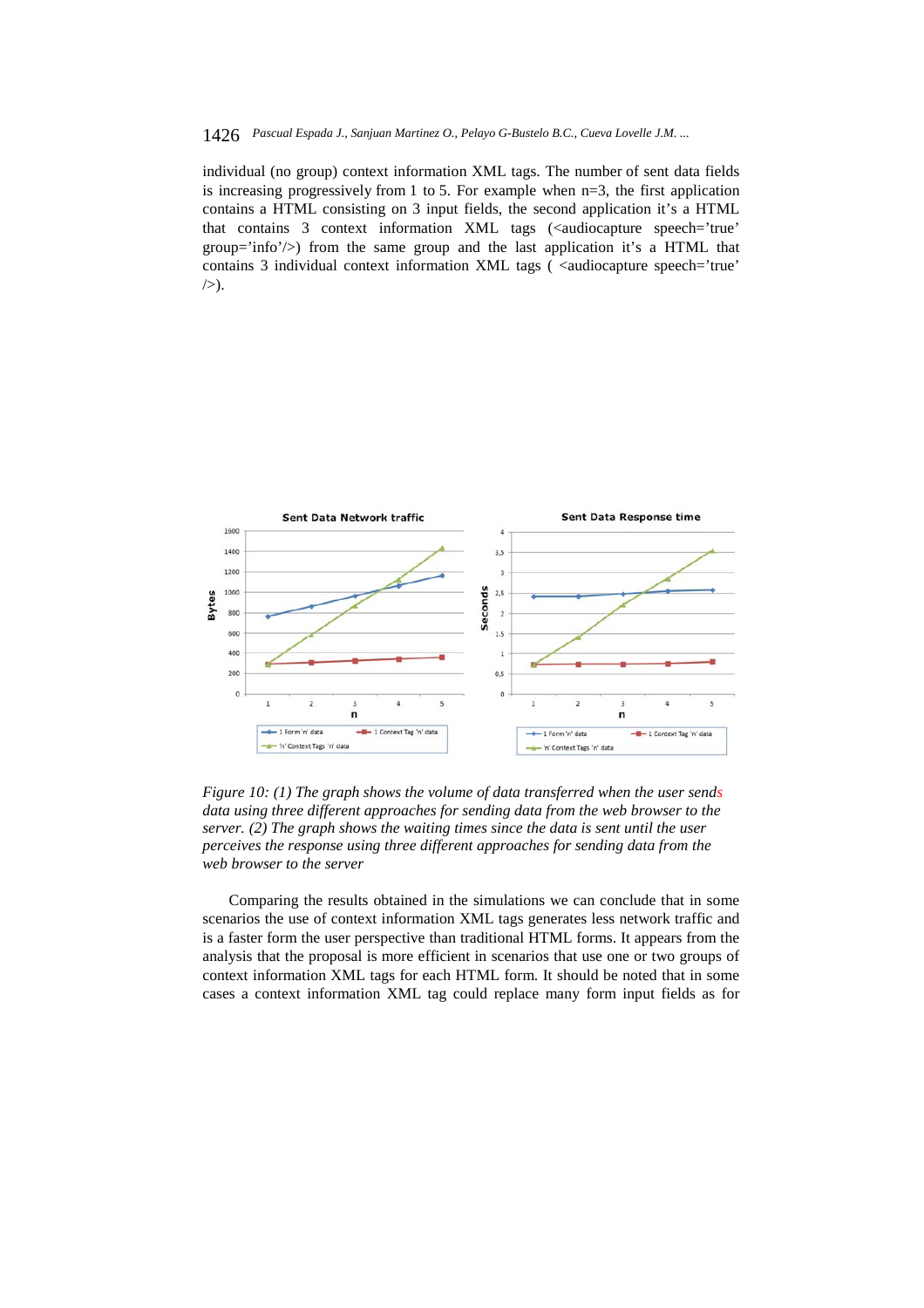individual (no group) context information XML tags. The number of sent data fields is increasing progressively from 1 to 5. For example when n=3, the first application contains a HTML consisting on 3 input fields, the second application it's a HTML that contains 3 context information XML tags (<audiocapture speech='true' group='info'/>) from the same group and the last application it's a HTML that contains 3 individual context information XML tags ( <audiocapture speech='true' />).

*Figure 10: (1) The graph shows the volume of data transferred when the user sends data using three different approaches for sending data from the web browser to the server. (2) The graph shows the waiting times since the data is sent until the user perceives the response using three different approaches for sending data from the web browser to the server*

Comparing the results obtained in the simulations we can conclude that in some scenarios the use of context information XML tags generates less network traffic and is a faster form the user perspective than traditional HTML forms. It appears from the analysis that the proposal is more efficient in scenarios that use one or two groups of context information XML tags for each HTML form. It should be noted that in some cases a context information XML tag could replace many form input fields as for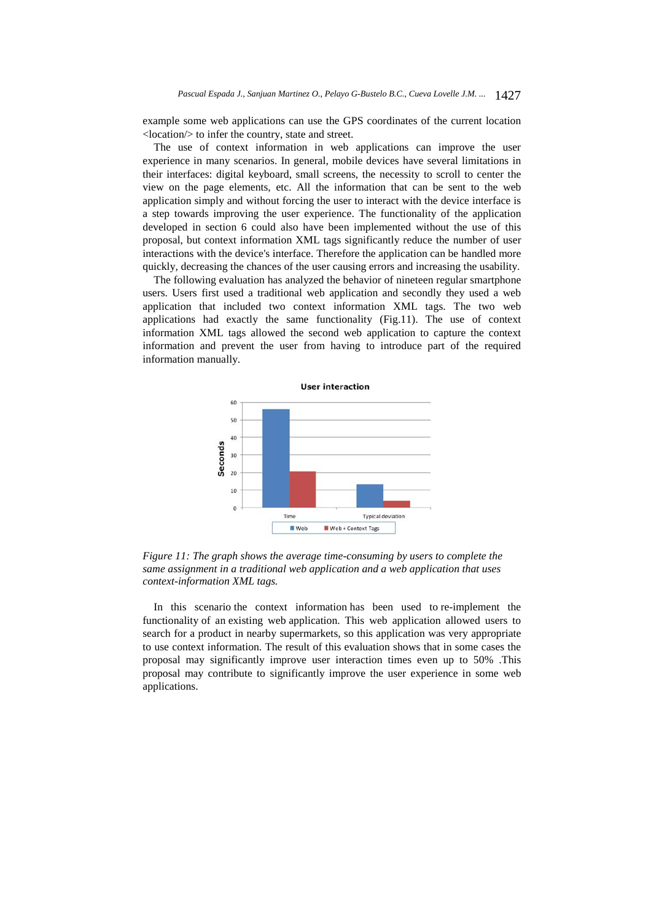example some web applications can use the GPS coordinates of the current location <location/> to infer the country, state and street.

The use of context information in web applications can improve the user experience in many scenarios. In general, mobile devices have several limitations in their interfaces: digital keyboard, small screens, the necessity to scroll to center the view on the page elements, etc. All the information that can be sent to the web application simply and without forcing the user to interact with the device interface is a step towards improving the user experience. The functionality of the application developed in section 6 could also have been implemented without the use of this proposal, but context information XML tags significantly reduce the number of user interactions with the device's interface. Therefore the application can be handled more quickly, decreasing the chances of the user causing errors and increasing the usability.

The following evaluation has analyzed the behavior of nineteen regular smartphone users. Users first used a traditional web application and secondly they used a web application that included two context information XML tags. The two web applications had exactly the same functionality (Fig.11). The use of context information XML tags allowed the second web application to capture the context information and prevent the user from having to introduce part of the required information manually.

*Figure 11: The graph shows the average time-consuming by users to complete the same assignment in a traditional web application and a web application that uses context-information XML tags.*

In this scenario the context information has been used to re-implement the functionality of an existing web application. This web application allowed users to search for a product in nearby supermarkets, so this application was very appropriate to use context information. The result of this evaluation shows that in some cases the proposal may significantly improve user interaction times even up to 50% .This proposal may contribute to significantly improve the user experience in some web applications.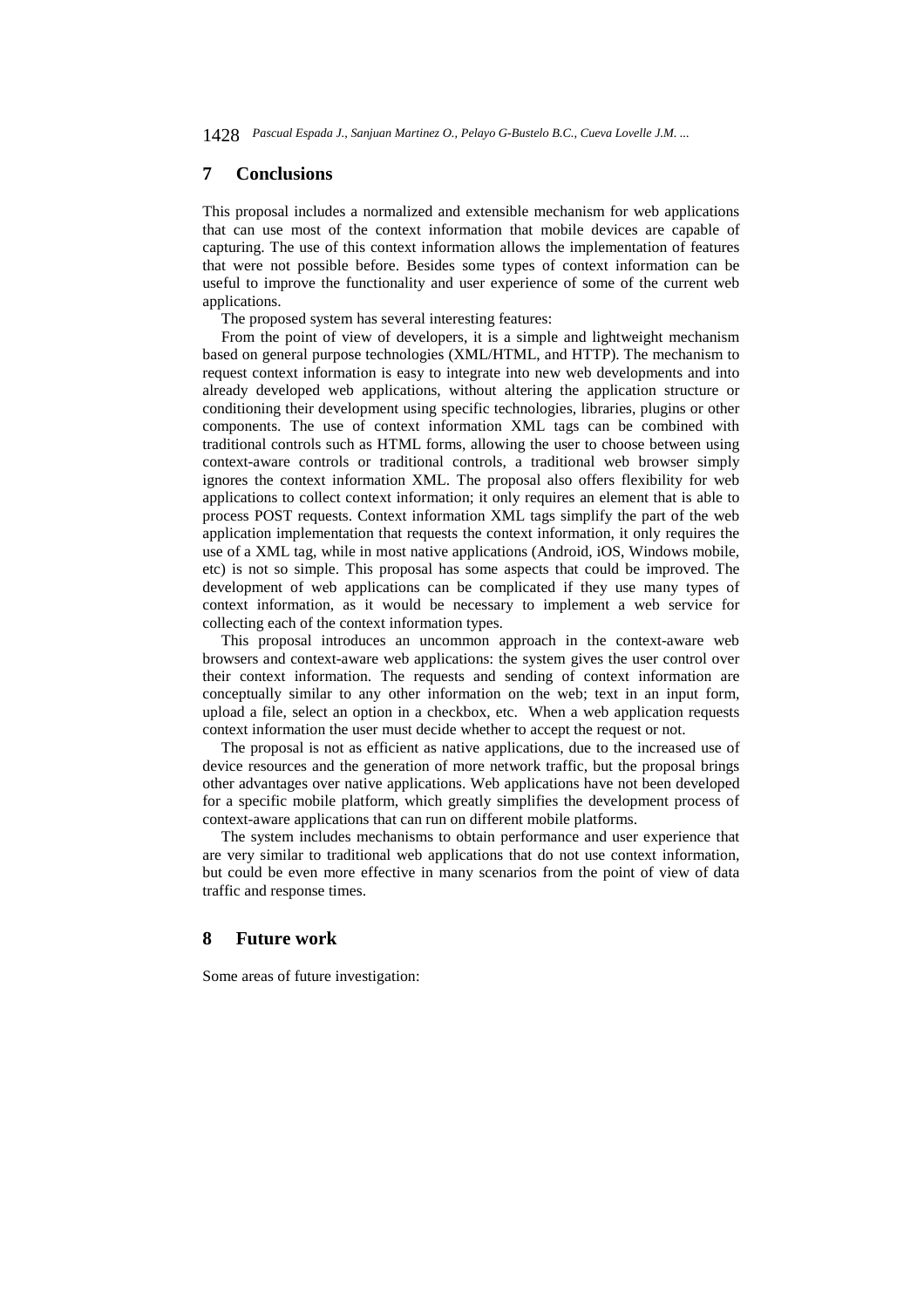## 7 Conclusions

This proposal includes a normalized and extensible mechanism for web applications that can use most of the context information that mobile devices are capable of capturing. The use of this context information allows the implementation of features that were not possible before. Besides some types of context information can be useful to improve the functionality and user experience of some of the current web applications.

The proposed system has several interesting features:

From the point of view of developers, it is a simple and lightweight mechanism based on general purpose technologies (XML/HTML, and HTTP). The mechanism to request context information is easy to integrate into new web developments and into already developed web applications, without altering the application structure or conditioning their development using specific technologies, libraries, plugins or other components. The use of context information XML tags can be combined with traditional controls such as HTML forms, allowing the user to choose between using context-aware controls or traditional controls, a traditional web browser simply ignores the context information XML. The proposal also offers flexibility for web applications to collect context information; it only requires an element that is able to process POST requests. Context information XML tags simplify the part of the web application implementation that requests the context information, it only requires the use of a XML tag, while in most native applications (Android, iOS, Windows mobile, etc) is not so simple. This proposal has some aspects that could be improved. The development of web applications can be complicated if they use many types of context information, as it would be necessary to implement a web service for collecting each of the context information types.

This proposal introduces an uncommon approach in the context-aware web browsers and context-aware web applications: the system gives the user control over their context information. The requests and sending of context information are conceptually similar to any other information on the web; text in an input form, upload a file, select an option in a checkbox, etc. When a web application requests context information the user must decide whether to accept the request or not.

The proposal is not as efficient as native applications, due to the increased use of device resources and the generation of more network traffic, but the proposal brings other advantages over native applications. Web applications have not been developed for a specific mobile platform, which greatly simplifies the development process of context-aware applications that can run on different mobile platforms.

The system includes mechanisms to obtain performance and user experience that are very similar to traditional web applications that do not use context information, but could be even more effective in many scenarios from the point of view of data traffic and response times.

## 8 Future work

Some areas of future investigation: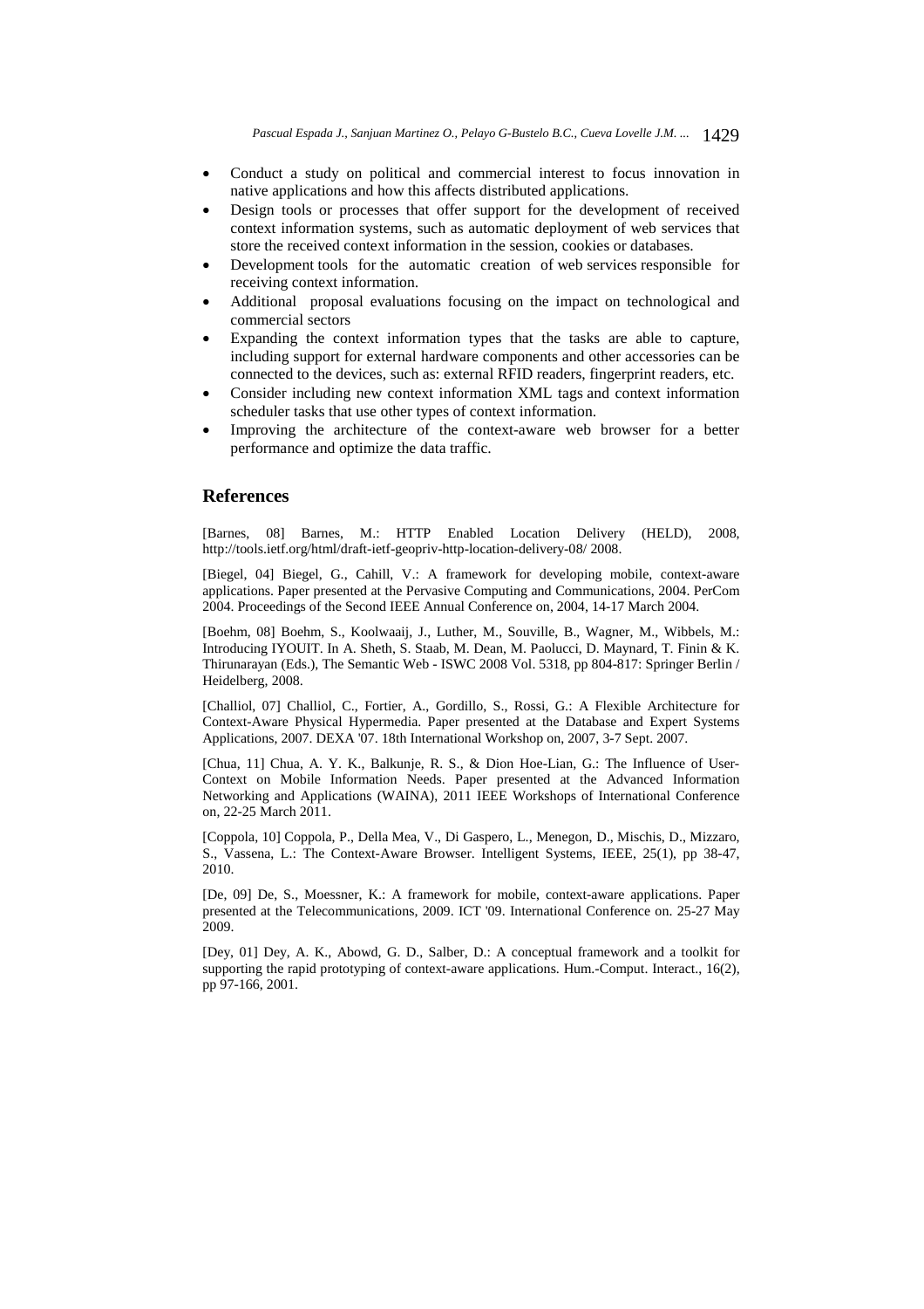- Conduct a study on political and commercial interest to focus innovation in native applications and how this affects distributed applications.
- Design tools or processes that offer support for the development of received context information systems, such as automatic deployment of web services that store the received context information in the session, cookies or databases.
- Development tools for the automatic creation of web services responsible for receiving context information.
- Additional proposal evaluations focusing on the impact on technological and commercial sectors
- Expanding the context information types that the tasks are able to capture, including support for external hardware components and other accessories can be connected to the devices, such as: external RFID readers, fingerprint readers, etc.
- Consider including new context information XML tags and context information scheduler tasks that use other types of context information.
- Improving the architecture of the context-aware web browser for a better performance and optimize the data traffic.

## References

[Barnes, 08] Barnes, M.: HTTP Enabled Location Delivery (HELD), 2008, http://tools.ietf.org/html/draft-ietf-geopriv-http-location-delivery-08/ 2008.

[Biegel, 04] Biegel, G., Cahill, V.: A framework for developing mobile, context-aware applications. Paper presented at the Pervasive Computing and Communications, 2004. PerCom 2004. Proceedings of the Second IEEE Annual Conference on, 2004, 14-17 March 2004.

[Boehm, 08] Boehm, S., Koolwaaij, J., Luther, M., Souville, B., Wagner, M., Wibbels, M.: Introducing IYOUIT. In A. Sheth, S. Staab, M. Dean, M. Paolucci, D. Maynard, T. Finin & K. Thirunarayan (Eds.), The Semantic Web - ISWC 2008 Vol. 5318, pp 804-817: Springer Berlin / Heidelberg, 2008.

[Challiol, 07] Challiol, C., Fortier, A., Gordillo, S., Rossi, G.: A Flexible Architecture for Context-Aware Physical Hypermedia. Paper presented at the Database and Expert Systems Applications, 2007. DEXA '07. 18th International Workshop on, 2007, 3-7 Sept. 2007.

[Chua, 11] Chua, A. Y. K., Balkunje, R. S., & Dion Hoe-Lian, G.: The Influence of User-Context on Mobile Information Needs. Paper presented at the Advanced Information Networking and Applications (WAINA), 2011 IEEE Workshops of International Conference on, 22-25 March 2011.

[Coppola, 10] Coppola, P., Della Mea, V., Di Gaspero, L., Menegon, D., Mischis, D., Mizzaro, S., Vassena, L.: The Context-Aware Browser. Intelligent Systems, IEEE, 25(1), pp 38-47, 2010.

[De, 09] De, S., Moessner, K.: A framework for mobile, context-aware applications. Paper presented at the Telecommunications, 2009. ICT '09. International Conference on. 25-27 May 2009.

[Dey, 01] Dey, A. K., Abowd, G. D., Salber, D.: A conceptual framework and a toolkit for supporting the rapid prototyping of context-aware applications. Hum.-Comput. Interact., 16(2), pp 97-166, 2001.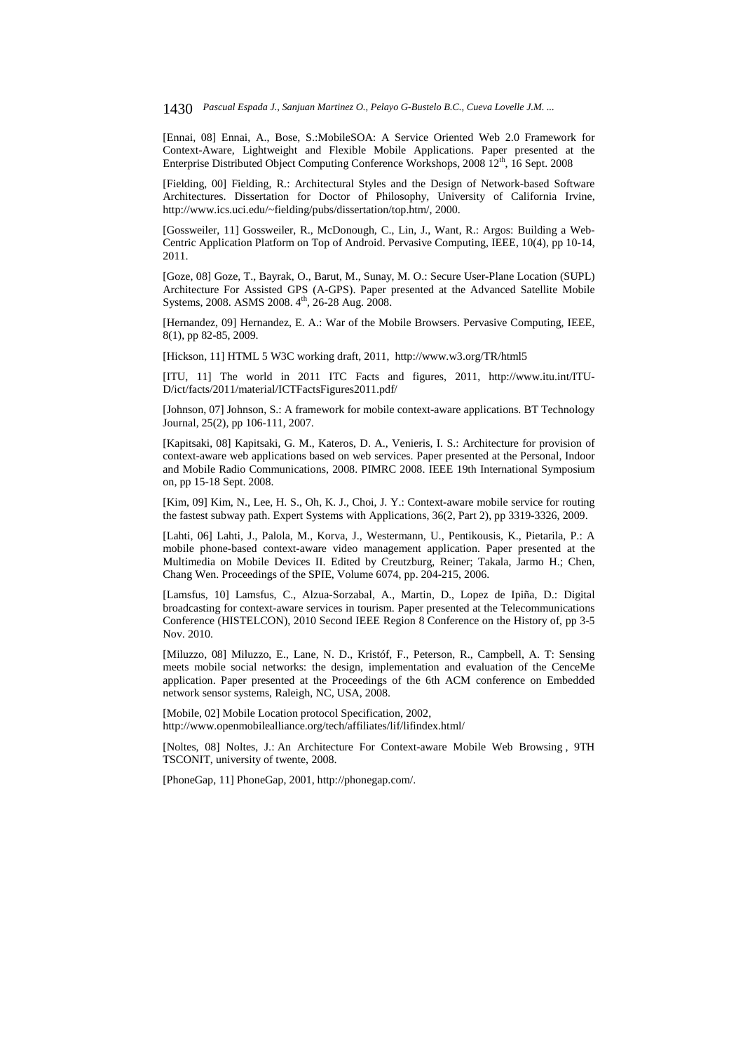[Ennai, 08] Ennai, A., Bose, S.:MobileSOA: A Service Oriented Web 2.0 Framework for Context-Aware, Lightweight and Flexible Mobile Applications. Paper presented at the Enterprise Distributed Object Computing Conference Workshops, 2008 12th, 16 Sept. 2008

[Fielding, 00] Fielding, R.: Architectural Styles and the Design of Network-based Software Architectures. Dissertation for Doctor of Philosophy, University of California Irvine, http://www.ics.uci.edu/~fielding/pubs/dissertation/top.htm/, 2000.

[Gossweiler, 11] Gossweiler, R., McDonough, C., Lin, J., Want, R.: Argos: Building a Web-Centric Application Platform on Top of Android. Pervasive Computing, IEEE, 10(4), pp 10-14, 2011.

[Goze, 08] Goze, T., Bayrak, O., Barut, M., Sunay, M. O.: Secure User-Plane Location (SUPL) Architecture For Assisted GPS (A-GPS). Paper presented at the Advanced Satellite Mobile Systems, 2008. ASMS 2008. 4th, 26-28 Aug. 2008.

[Hernandez, 09] Hernandez, E. A.: War of the Mobile Browsers. Pervasive Computing, IEEE, 8(1), pp 82-85, 2009.

[Hickson, 11] HTML 5 W3C working draft, 2011, http://www.w3.org/TR/html5

[ITU, 11] The world in 2011 ITC Facts and figures, 2011, http://www.itu.int/ITU-D/ict/facts/2011/material/ICTFactsFigures2011.pdf/

[Johnson, 07] Johnson, S.: A framework for mobile context-aware applications. BT Technology Journal, 25(2), pp 106-111, 2007.

[Kapitsaki, 08] Kapitsaki, G. M., Kateros, D. A., Venieris, I. S.: Architecture for provision of context-aware web applications based on web services. Paper presented at the Personal, Indoor and Mobile Radio Communications, 2008. PIMRC 2008. IEEE 19th International Symposium on, pp 15-18 Sept. 2008.

[Kim, 09] Kim, N., Lee, H. S., Oh, K. J., Choi, J. Y.: Context-aware mobile service for routing the fastest subway path. Expert Systems with Applications, 36(2, Part 2), pp 3319-3326, 2009.

[Lahti, 06] Lahti, J., Palola, M., Korva, J., Westermann, U., Pentikousis, K., Pietarila, P.: A mobile phone-based context-aware video management application. Paper presented at the Multimedia on Mobile Devices II. Edited by Creutzburg, Reiner; Takala, Jarmo H.; Chen, Chang Wen. Proceedings of the SPIE, Volume 6074, pp. 204-215, 2006.

[Lamsfus, 10] Lamsfus, C., Alzua-Sorzabal, A., Martin, D., Lopez de Ipiña, D.: Digital broadcasting for context-aware services in tourism. Paper presented at the Telecommunications Conference (HISTELCON), 2010 Second IEEE Region 8 Conference on the History of, pp 3-5 Nov. 2010.

[Miluzzo, 08] Miluzzo, E., Lane, N. D., Kristóf, F., Peterson, R., Campbell, A. T: Sensing meets mobile social networks: the design, implementation and evaluation of the CenceMe application. Paper presented at the Proceedings of the 6th ACM conference on Embedded network sensor systems, Raleigh, NC, USA, 2008.

[Mobile, 02] Mobile Location protocol Specification, 2002, http://www.openmobilealliance.org/tech/affiliates/lif/lifindex.html/

[Noltes, 08] Noltes, J.: An Architecture For Context-aware Mobile Web Browsing , 9TH TSCONIT, university of twente, 2008.

[PhoneGap, 11] PhoneGap, 2001, http://phonegap.com/.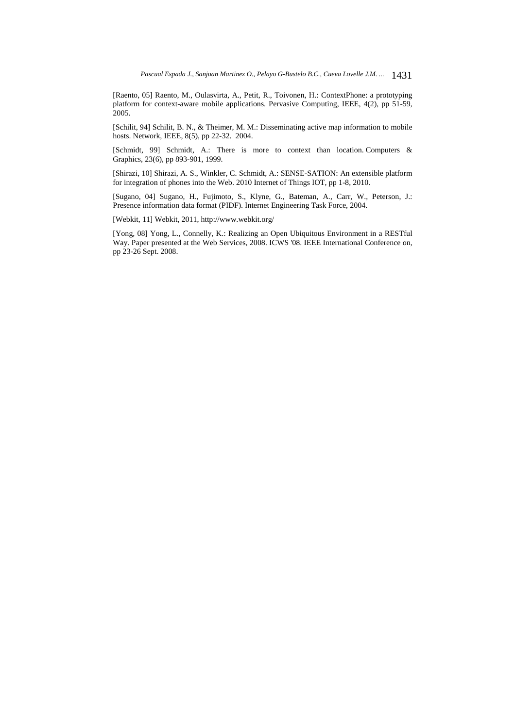[Raento, 05] Raento, M., Oulasvirta, A., Petit, R., Toivonen, H.: ContextPhone: a prototyping platform for context-aware mobile applications. Pervasive Computing, IEEE, 4(2), pp 51-59, 2005.

[Schilit, 94] Schilit, B. N., & Theimer, M. M.: Disseminating active map information to mobile hosts. Network, IEEE, 8(5), pp 22-32. 2004.

[Schmidt, 99] Schmidt, A.: There is more to context than location. Computers & Graphics, 23(6), pp 893-901, 1999.

[Shirazi, 10] Shirazi, A. S., Winkler, C. Schmidt, A.: SENSE-SATION: An extensible platform for integration of phones into the Web. 2010 Internet of Things IOT, pp 1-8, 2010.

[Sugano, 04] Sugano, H., Fujimoto, S., Klyne, G., Bateman, A., Carr, W., Peterson, J.: Presence information data format (PIDF). Internet Engineering Task Force, 2004.

[Webkit, 11] Webkit, 2011, http://www.webkit.org/

[Yong, 08] Yong, L., Connelly, K.: Realizing an Open Ubiquitous Environment in a RESTful Way. Paper presented at the Web Services, 2008. ICWS '08. IEEE International Conference on, pp 23-26 Sept. 2008.